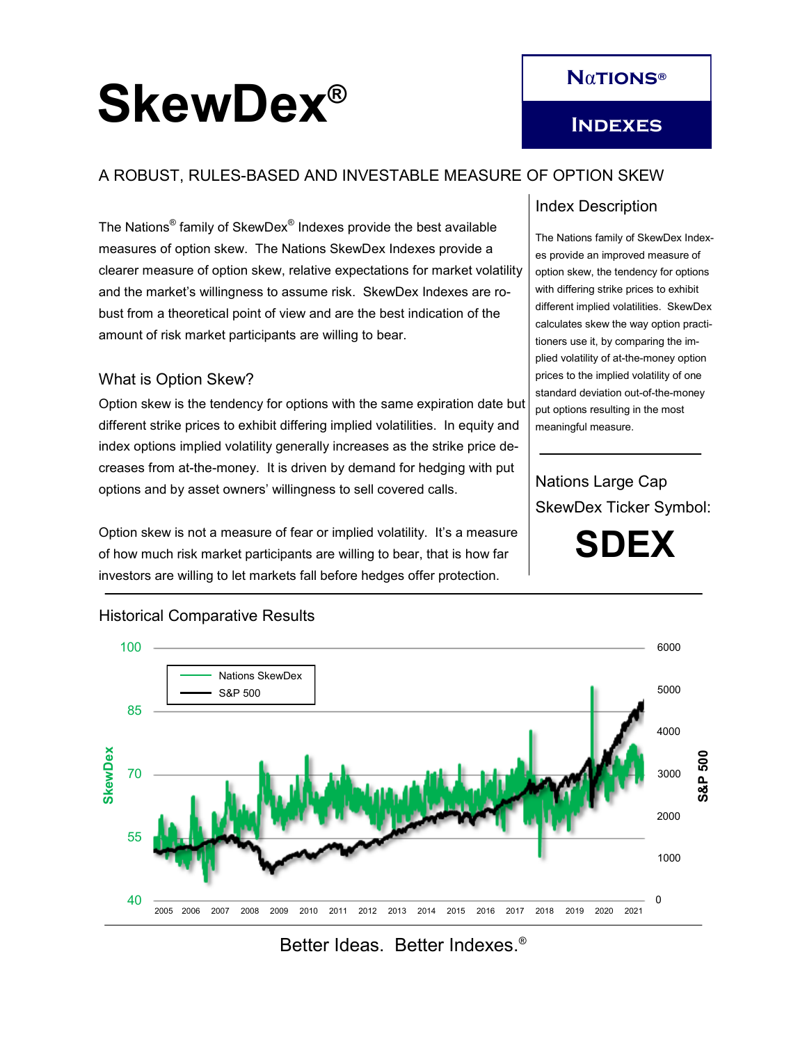# SkewDex®

**NATIONS®**

**INDEXES**

A ROBUST, RULES-BASED AND INVESTABLE MEASURE OF OPTION SKEW

The Nations® family of SkewDex® Indexes provide the best available measures of option skew. The Nations SkewDex Indexes provide a clearer measure of option skew, relative expectations for market volatility and the market's willingness to assume risk. SkewDex Indexes are robust from a theoretical point of view and are the best indication of the amount of risk market participants are willing to bear.

## What is Option Skew?

Option skew is the tendency for options with the same expiration date but different strike prices to exhibit differing implied volatilities. In equity and index options implied volatility generally increases as the strike price decreases from at-the-money. It is driven by demand for hedging with put options and by asset owners' willingness to sell covered calls.

Option skew is not a measure of fear or implied volatility. It's a measure of how much risk market participants are willing to bear, that is how far investors are willing to let markets fall before hedges offer protection.

## Index Description

The Nations family of SkewDex Indexes provide an improved measure of option skew, the tendency for options with differing strike prices to exhibit different implied volatilities. SkewDex calculates skew the way option practitioners use it, by comparing the implied volatility of at-the-money option prices to the implied volatility of one standard deviation out-of-the-money put options resulting in the most meaningful measure.

Nations Large Cap SkewDex Ticker Symbol:

**SDEX**

## Historical Comparative Results

Better Ideas. Better Indexes.®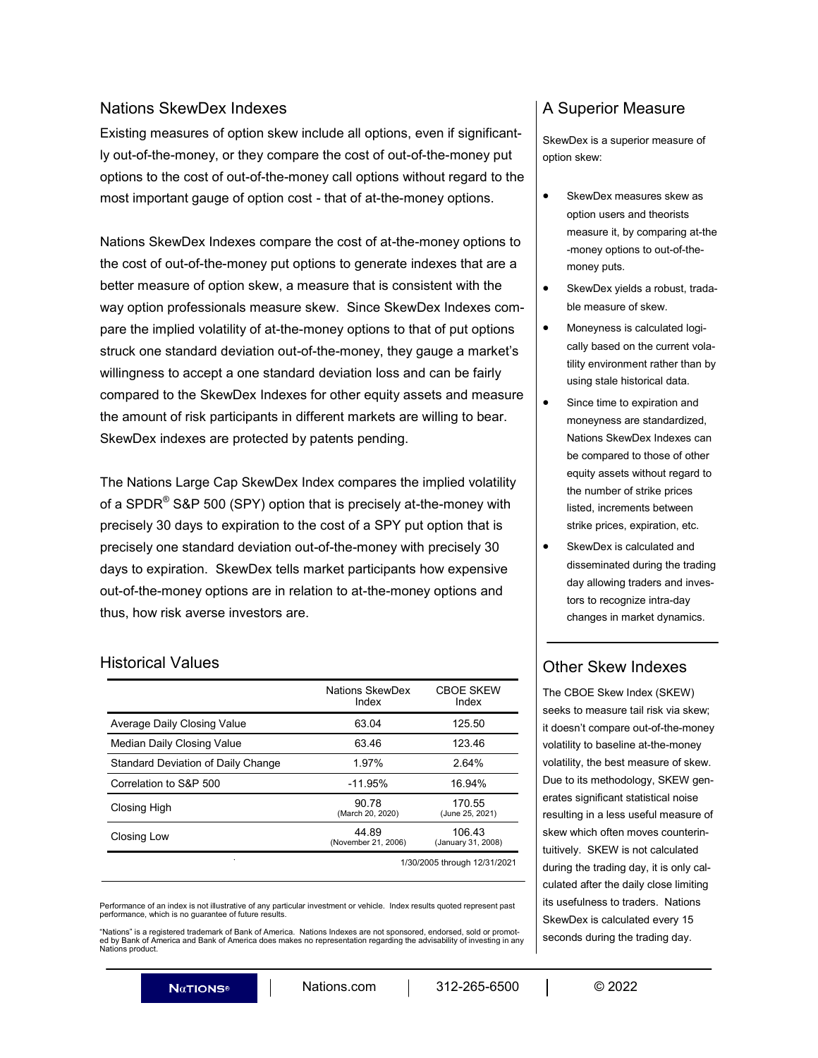## Nations SkewDex Indexes

Existing measures of option skew include all options, even if significantly out-of-the-money, or they compare the cost of out-of-the-money put options to the cost of out-of-the-money call options without regard to the most important gauge of option cost - that of at-the-money options.

Nations SkewDex Indexes compare the cost of at-the-money options to the cost of out-of-the-money put options to generate indexes that are a better measure of option skew, a measure that is consistent with the way option professionals measure skew. Since SkewDex Indexes compare the implied volatility of at-the-money options to that of put options struck one standard deviation out-of-the-money, they gauge a market's willingness to accept a one standard deviation loss and can be fairly compared to the SkewDex Indexes for other equity assets and measure the amount of risk participants in different markets are willing to bear. SkewDex indexes are protected by patents pending.

The Nations Large Cap SkewDex Index compares the implied volatility of a SPDR® S&P 500 (SPY) option that is precisely at-the-money with precisely 30 days to expiration to the cost of a SPY put option that is precisely one standard deviation out-of-the-money with precisely 30 days to expiration. SkewDex tells market participants how expensive out-of-the-money options are in relation to at-the-money options and thus, how risk averse investors are.

## Historical Values

| | Nations SkewDex Index | CBOE SKEW Index |
|---|---|---|
| Average Daily Closing Value | 63.04 | 125.50 |
| Median Daily Closing Value | 63.46 | 123.46 |
| Standard Deviation of Daily Change | 1.97% | 2.64% |
| Correlation to S&P 500 | -11.95% | 16.94% |
| Closing High | 90.78 (March 20, 2020) | 170.55 (June 25, 2021) |
| Closing Low | 44.89 (November 21, 2006) | 106.43 (January 31, 2008) |

1/30/2005 through 12/31/2021

Performance of an index is not illustrative of any particular investment or vehicle. Index results quoted represent past performance, which is no guarantee of future results.

"Nations" is a registered trademark of Bank of America. Nations Indexes are not sponsored, endorsed, sold or promoted by Bank of America and Bank of America does makes no representation regarding the advisability of investing in any Nations product.

## A Superior Measure

SkewDex is a superior measure of option skew:

- SkewDex measures skew as option users and theorists measure it, by comparing at-the-money options to out-of-the-money puts.
- SkewDex yields a robust, tradable measure of skew.
- Moneyness is calculated logically based on the current volatility environment rather than by using stale historical data.
- Since time to expiration and moneyness are standardized, Nations SkewDex Indexes can be compared to those of other equity assets without regard to the number of strike prices listed, increments between strike prices, expiration, etc.
- SkewDex is calculated and disseminated during the trading day allowing traders and investors to recognize intra-day changes in market dynamics.

## Other Skew Indexes

The CBOE Skew Index (SKEW) seeks to measure tail risk via skew; it doesn't compare out-of-the-money volatility to baseline at-the-money volatility, the best measure of skew. Due to its methodology, SKEW generates significant statistical noise resulting in a less useful measure of skew which often moves counterintuitively. SKEW is not calculated during the trading day, it is only calculated after the daily close limiting its usefulness to traders. Nations SkewDex is calculated every 15 seconds during the trading day.

NATIONS® | Nations.com | 312-265-6500 | © 2022